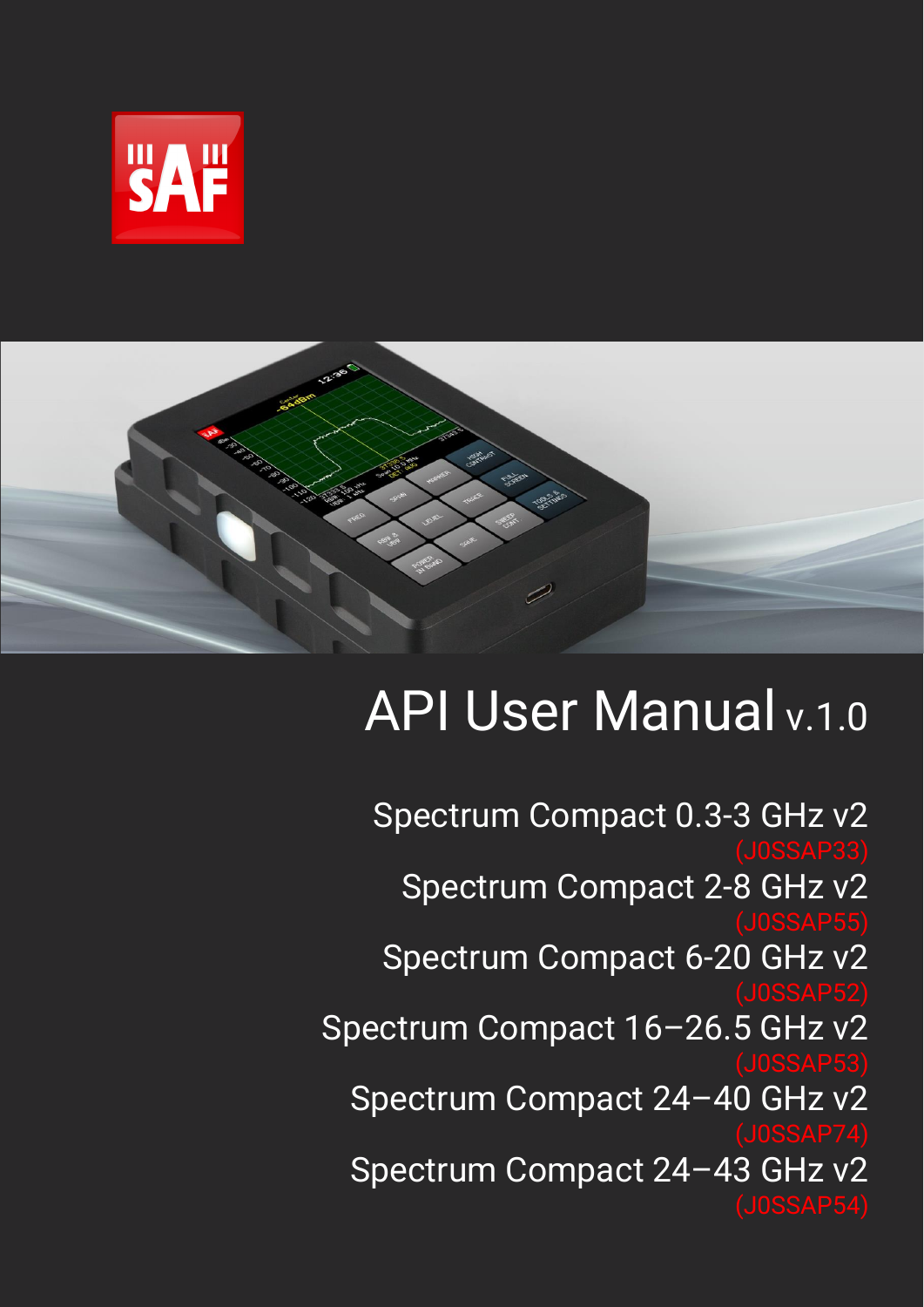# API User Manual v.1.0

Spectrum Compact 0.3-3 GHz v2
(J0SSAP33)

Spectrum Compact 2-8 GHz v2
(J0SSAP55)

Spectrum Compact 6-20 GHz v2
(J0SSAP52)

Spectrum Compact 16–26.5 GHz v2
(J0SSAP53)

Spectrum Compact 24–40 GHz v2
(J0SSAP74)

Spectrum Compact 24–43 GHz v2
(J0SSAP54)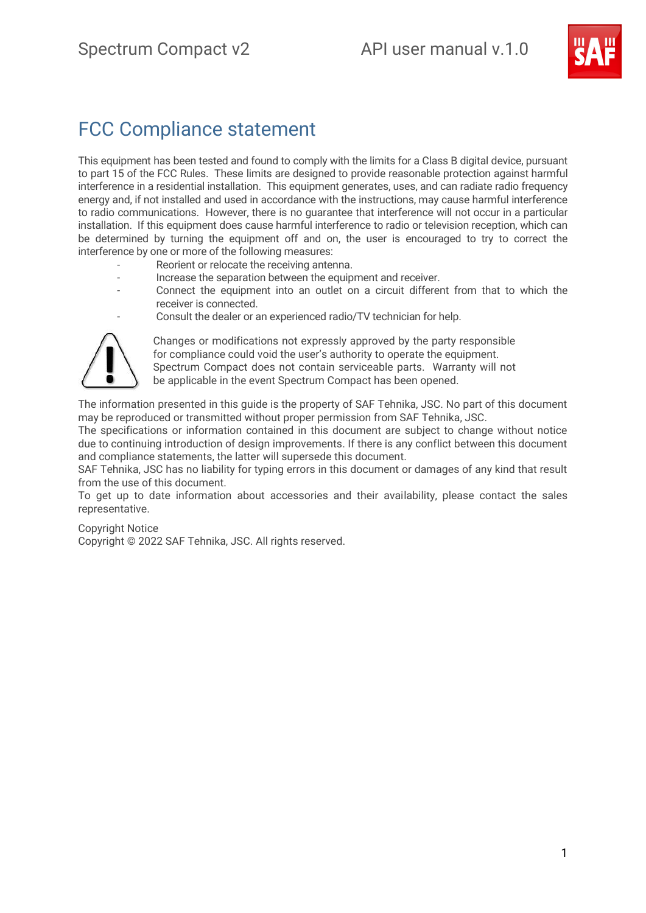# FCC Compliance statement

This equipment has been tested and found to comply with the limits for a Class B digital device, pursuant to part 15 of the FCC Rules. These limits are designed to provide reasonable protection against harmful interference in a residential installation. This equipment generates, uses, and can radiate radio frequency energy and, if not installed and used in accordance with the instructions, may cause harmful interference to radio communications. However, there is no guarantee that interference will not occur in a particular installation. If this equipment does cause harmful interference to radio or television reception, which can be determined by turning the equipment off and on, the user is encouraged to try to correct the interference by one or more of the following measures:

- Reorient or relocate the receiving antenna.
- Increase the separation between the equipment and receiver.
- Connect the equipment into an outlet on a circuit different from that to which the receiver is connected.
- Consult the dealer or an experienced radio/TV technician for help.

Changes or modifications not expressly approved by the party responsible for compliance could void the user's authority to operate the equipment. Spectrum Compact does not contain serviceable parts. Warranty will not be applicable in the event Spectrum Compact has been opened.

The information presented in this guide is the property of SAF Tehnika, JSC. No part of this document may be reproduced or transmitted without proper permission from SAF Tehnika, JSC.
The specifications or information contained in this document are subject to change without notice due to continuing introduction of design improvements. If there is any conflict between this document and compliance statements, the latter will supersede this document.
SAF Tehnika, JSC has no liability for typing errors in this document or damages of any kind that result from the use of this document.
To get up to date information about accessories and their availability, please contact the sales representative.

Copyright Notice
Copyright © 2022 SAF Tehnika, JSC. All rights reserved.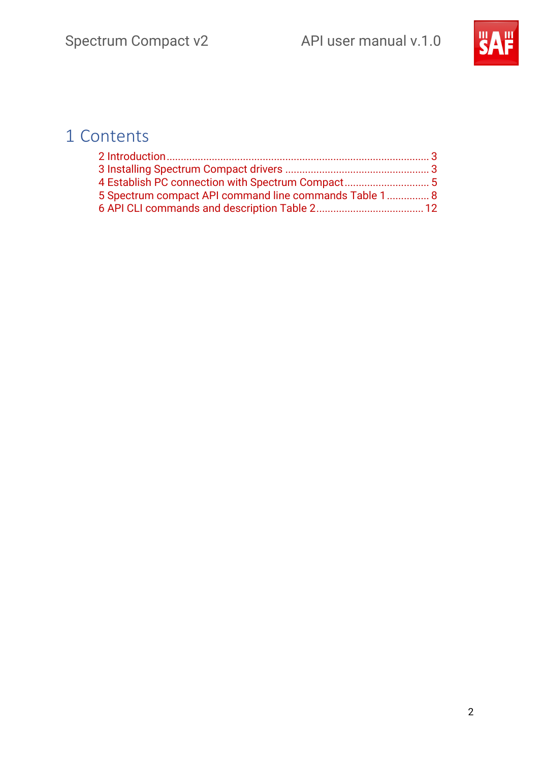# 1 Contents

2 Introduction ........................................................................................... 3
3 Installing Spectrum Compact drivers ................................................... 3
4 Establish PC connection with Spectrum Compact ............................. 5
5 Spectrum compact API command line commands Table 1 ............... 8
6 API CLI commands and description Table 2 ...................................... 12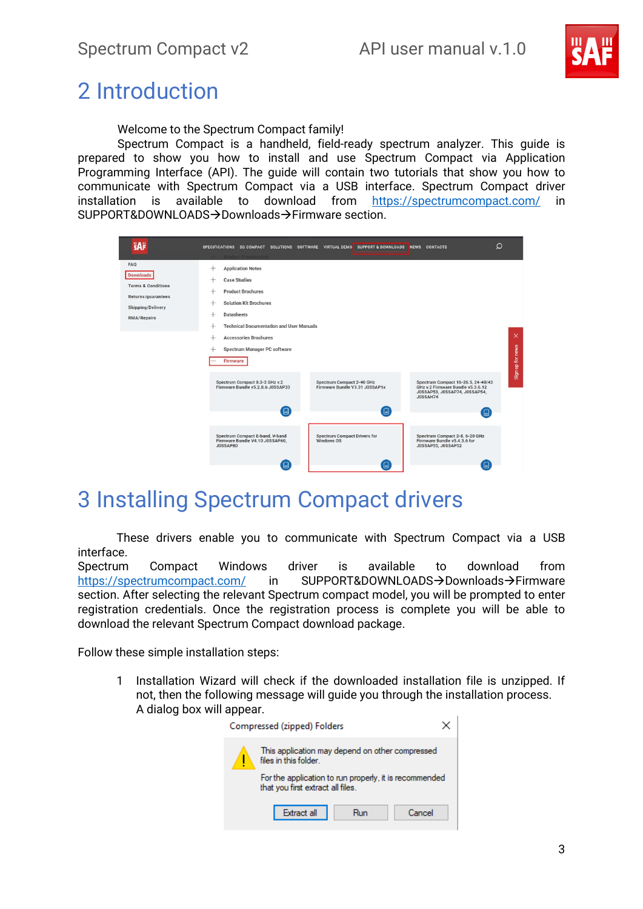# 2 Introduction

Welcome to the Spectrum Compact family!

Spectrum Compact is a handheld, field-ready spectrum analyzer. This guide is prepared to show you how to install and use Spectrum Compact via Application Programming Interface (API). The guide will contain two tutorials that show you how to communicate with Spectrum Compact via a USB interface. Spectrum Compact driver installation is available to download from https://spectrumcompact.com/ in SUPPORT&DOWNLOADS→Downloads→Firmware section.

# 3 Installing Spectrum Compact drivers

These drivers enable you to communicate with Spectrum Compact via a USB interface.

Spectrum Compact Windows driver is available to download from https://spectrumcompact.com/ in SUPPORT&DOWNLOADS→Downloads→Firmware section. After selecting the relevant Spectrum compact model, you will be prompted to enter registration credentials. Once the registration process is complete you will be able to download the relevant Spectrum Compact download package.

Follow these simple installation steps:

1. Installation Wizard will check if the downloaded installation file is unzipped. If not, then the following message will guide you through the installation process. A dialog box will appear.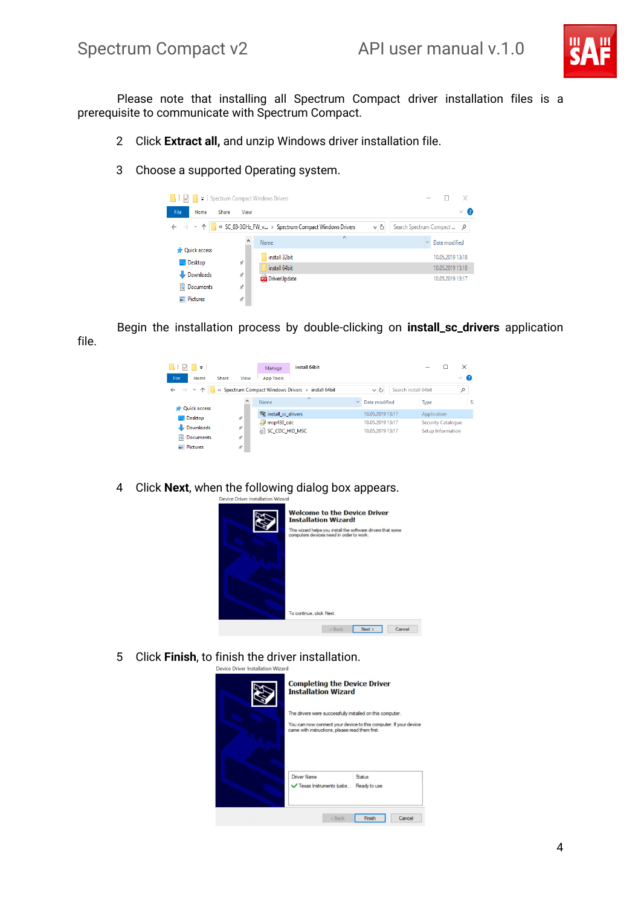Please note that installing all Spectrum Compact driver installation files is a prerequisite to communicate with Spectrum Compact.

2 Click **Extract all,** and unzip Windows driver installation file.

3 Choose a supported Operating system.

Begin the installation process by double-clicking on **install_sc_drivers** application file.

4 Click **Next**, when the following dialog box appears.

5 Click **Finish**, to finish the driver installation.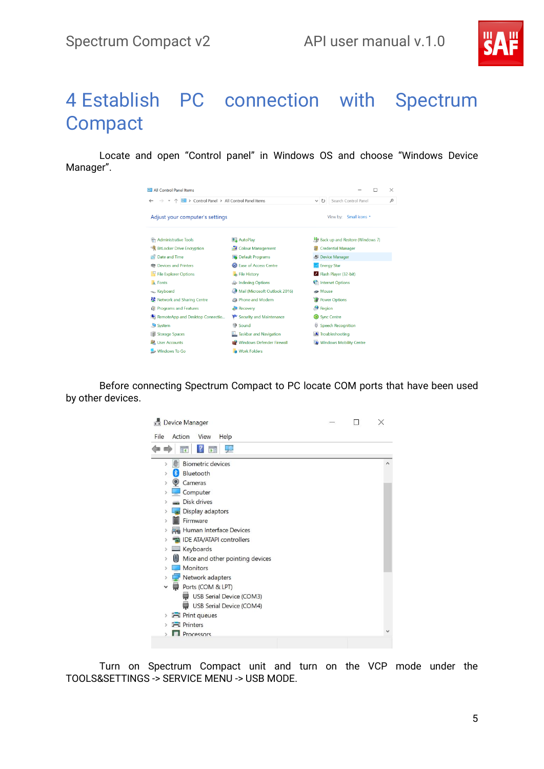# 4 Establish PC connection with Spectrum Compact

Locate and open “Control panel” in Windows OS and choose “Windows Device Manager”.

Before connecting Spectrum Compact to PC locate COM ports that have been used by other devices.

Turn on Spectrum Compact unit and turn on the VCP mode under the TOOLS&SETTINGS -> SERVICE MENU -> USB MODE.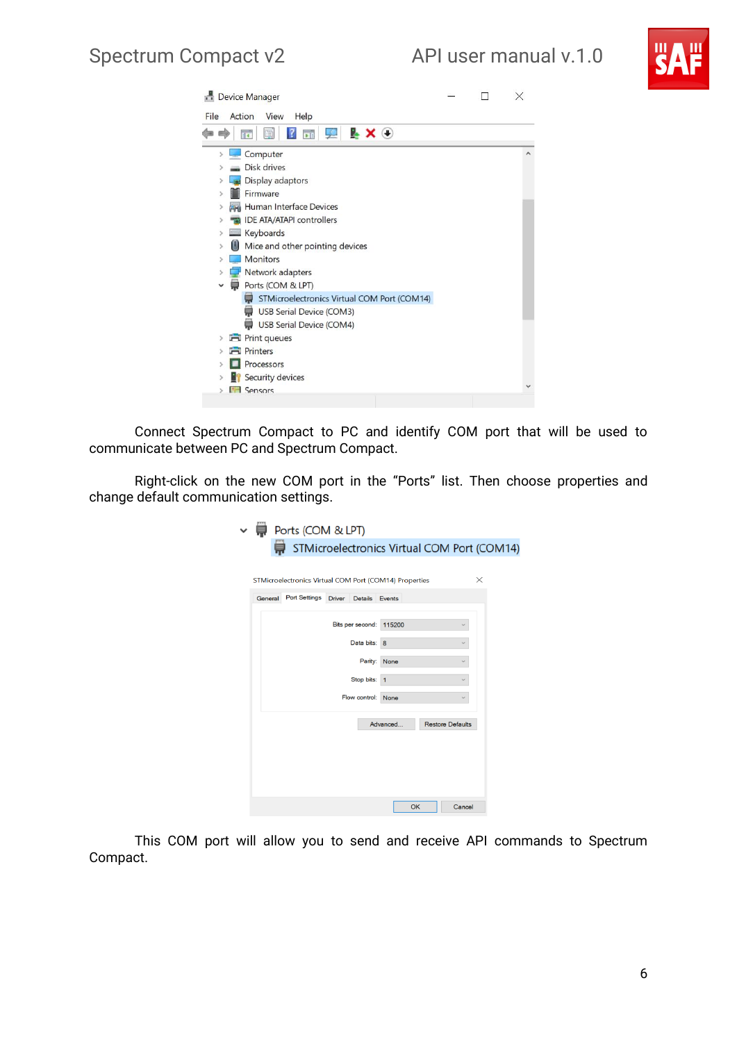Connect Spectrum Compact to PC and identify COM port that will be used to communicate between PC and Spectrum Compact.

Right-click on the new COM port in the “Ports” list. Then choose properties and change default communication settings.

This COM port will allow you to send and receive API commands to Spectrum Compact.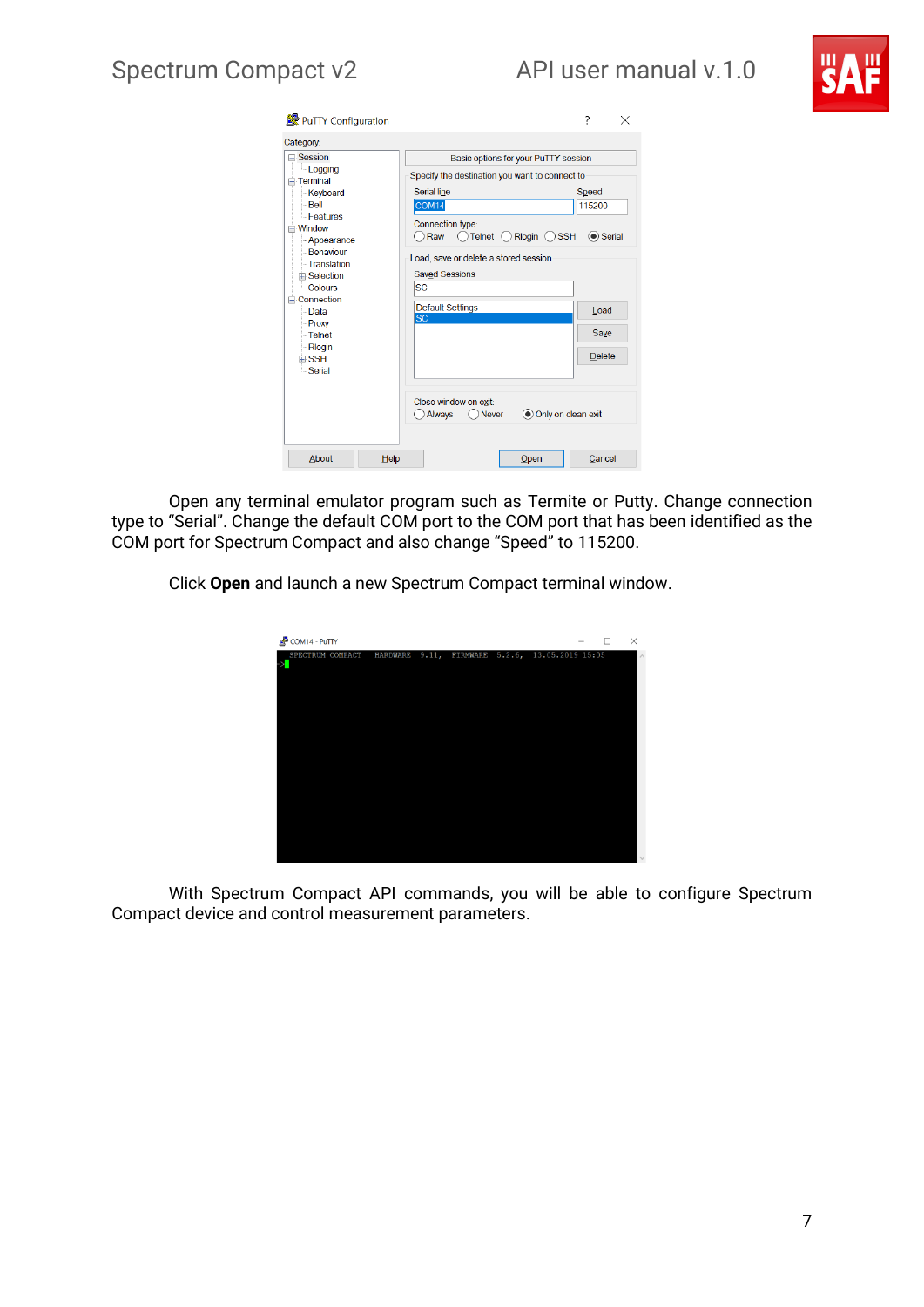Open any terminal emulator program such as Termite or Putty. Change connection type to “Serial”. Change the default COM port to the COM port that has been identified as the COM port for Spectrum Compact and also change “Speed” to 115200.

Click **Open** and launch a new Spectrum Compact terminal window.

With Spectrum Compact API commands, you will be able to configure Spectrum Compact device and control measurement parameters.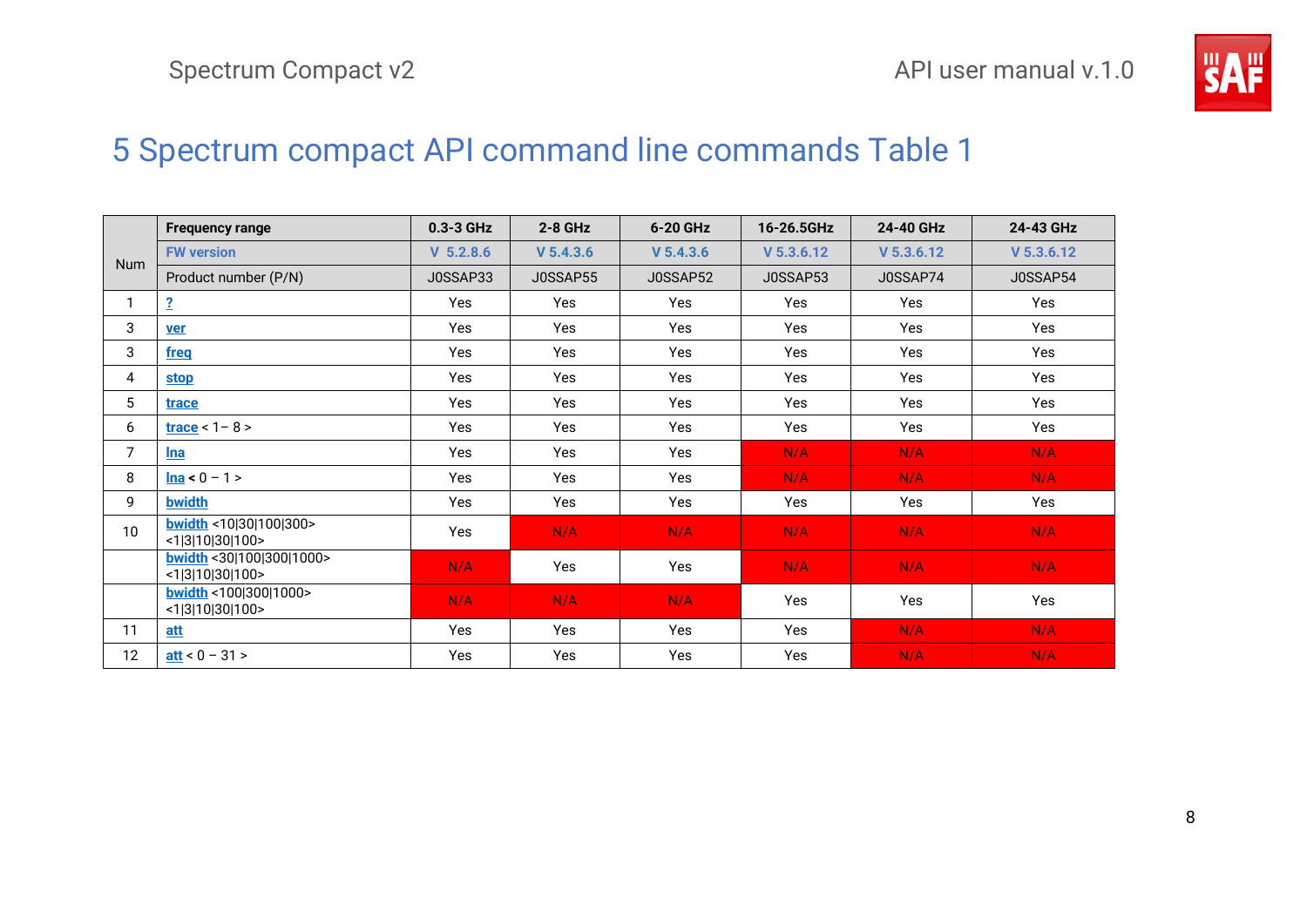# 5 Spectrum compact API command line commands Table 1

| Num | Frequency range | 0.3-3 GHz | 2-8 GHz | 6-20 GHz | 16-26.5GHz | 24-40 GHz | 24-43 GHz |
|---|---|---|---|---|---|---|---|
| | FW version | V 5.2.8.6 | V 5.4.3.6 | V 5.4.3.6 | V 5.3.6.12 | V 5.3.6.12 | V 5.3.6.12 |
| | Product number (P/N) | J0SSAP33 | J0SSAP55 | J0SSAP52 | J0SSAP53 | J0SSAP74 | J0SSAP54 |
| 1 | **?** | Yes | Yes | Yes | Yes | Yes | Yes |
| 3 | **ver** | Yes | Yes | Yes | Yes | Yes | Yes |
| 3 | **freq** | Yes | Yes | Yes | Yes | Yes | Yes |
| 4 | **stop** | Yes | Yes | Yes | Yes | Yes | Yes |
| 5 | **trace** | Yes | Yes | Yes | Yes | Yes | Yes |
| 6 | **trace** < 1– 8 > | Yes | Yes | Yes | Yes | Yes | Yes |
| 7 | **lna** | Yes | Yes | Yes | N/A | N/A | N/A |
| 8 | **lna** < 0 – 1 > | Yes | Yes | Yes | N/A | N/A | N/A |
| 9 | **bwidth** | Yes | Yes | Yes | Yes | Yes | Yes |
| 10 | **bwidth** <10\|30\|100\|300> <1\|3\|10\|30\|100> | Yes | N/A | N/A | N/A | N/A | N/A |
| | **bwidth** <30\|100\|300\|1000> <1\|3\|10\|30\|100> | N/A | Yes | Yes | N/A | N/A | N/A |
| | **bwidth** <100\|300\|1000> <1\|3\|10\|30\|100> | N/A | N/A | N/A | Yes | Yes | Yes |
| 11 | **att** | Yes | Yes | Yes | Yes | N/A | N/A |
| 12 | **att** < 0 – 31 > | Yes | Yes | Yes | Yes | N/A | N/A |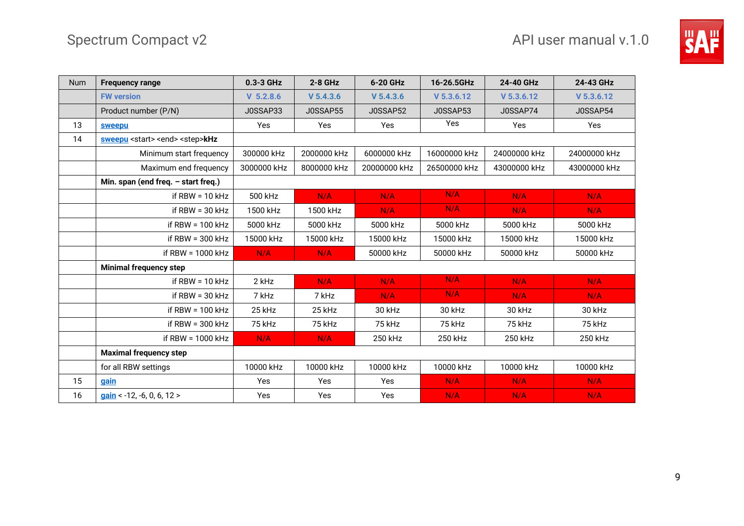| Num | Frequency range | 0.3-3 GHz | 2-8 GHz | 6-20 GHz | 16-26.5GHz | 24-40 GHz | 24-43 GHz |
|---|---|---|---|---|---|---|---|
| | FW version | V 5.2.8.6 | V 5.4.3.6 | V 5.4.3.6 | V 5.3.6.12 | V 5.3.6.12 | V 5.3.6.12 |
| | Product number (P/N) | J0SSAP33 | J0SSAP55 | J0SSAP52 | J0SSAP53 | J0SSAP74 | J0SSAP54 |
| 13 | sweepu | Yes | Yes | Yes | Yes | Yes | Yes |
| 14 | sweepu <start> <end> <step>**kHz** | | | | | | |
| | Minimum start frequency | 300000 kHz | 2000000 kHz | 6000000 kHz | 16000000 kHz | 24000000 kHz | 24000000 kHz |
| | Maximum end frequency | 3000000 kHz | 8000000 kHz | 20000000 kHz | 26500000 kHz | 43000000 kHz | 43000000 kHz |
| | **Min. span (end freq. – start freq.)** | | | | | | |
| | if RBW = 10 kHz | 500 kHz | N/A | N/A | N/A | N/A | N/A |
| | if RBW = 30 kHz | 1500 kHz | 1500 kHz | N/A | N/A | N/A | N/A |
| | if RBW = 100 kHz | 5000 kHz | 5000 kHz | 5000 kHz | 5000 kHz | 5000 kHz | 5000 kHz |
| | if RBW = 300 kHz | 15000 kHz | 15000 kHz | 15000 kHz | 15000 kHz | 15000 kHz | 15000 kHz |
| | if RBW = 1000 kHz | N/A | N/A | 50000 kHz | 50000 kHz | 50000 kHz | 50000 kHz |
| | **Minimal frequency step** | | | | | | |
| | if RBW = 10 kHz | 2 kHz | N/A | N/A | N/A | N/A | N/A |
| | if RBW = 30 kHz | 7 kHz | 7 kHz | N/A | N/A | N/A | N/A |
| | if RBW = 100 kHz | 25 kHz | 25 kHz | 30 kHz | 30 kHz | 30 kHz | 30 kHz |
| | if RBW = 300 kHz | 75 kHz | 75 kHz | 75 kHz | 75 kHz | 75 kHz | 75 kHz |
| | if RBW = 1000 kHz | N/A | N/A | 250 kHz | 250 kHz | 250 kHz | 250 kHz |
| | **Maximal frequency step** | | | | | | |
| | for all RBW settings | 10000 kHz | 10000 kHz | 10000 kHz | 10000 kHz | 10000 kHz | 10000 kHz |
| 15 | gain | Yes | Yes | Yes | N/A | N/A | N/A |
| 16 | gain < -12, -6, 0, 6, 12 > | Yes | Yes | Yes | N/A | N/A | N/A |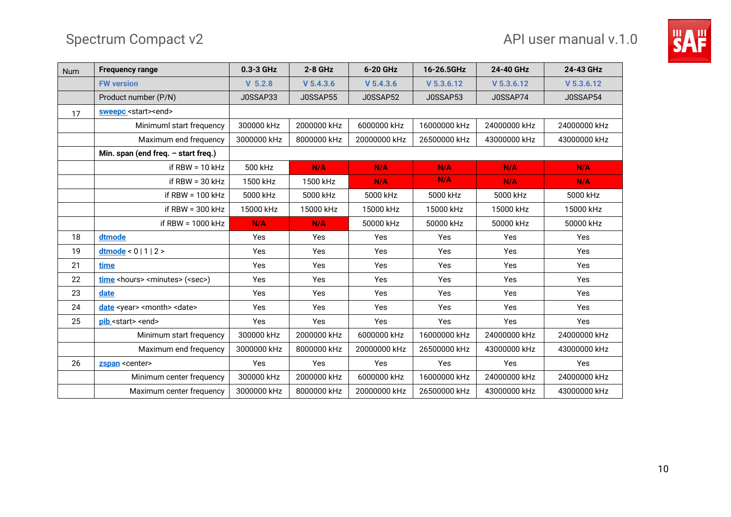| Num | Frequency range | 0.3-3 GHz | 2-8 GHz | 6-20 GHz | 16-26.5GHz | 24-40 GHz | 24-43 GHz |
|---|---|---|---|---|---|---|---|
| | FW version | V 5.2.8 | V 5.4.3.6 | V 5.4.3.6 | V 5.3.6.12 | V 5.3.6.12 | V 5.3.6.12 |
| | Product number (P/N) | J0SSAP33 | J0SSAP55 | J0SSAP52 | J0SSAP53 | J0SSAP74 | J0SSAP54 |
| 17 | sweepc <start><end> | | | | | | |
| | Minimuml start frequency | 300000 kHz | 2000000 kHz | 6000000 kHz | 16000000 kHz | 24000000 kHz | 24000000 kHz |
| | Maximum end frequency | 3000000 kHz | 8000000 kHz | 20000000 kHz | 26500000 kHz | 43000000 kHz | 43000000 kHz |
| | **Min. span (end freq. – start freq.)** | | | | | | |
| | if RBW = 10 kHz | 500 kHz | N/A | N/A | N/A | N/A | N/A |
| | if RBW = 30 kHz | 1500 kHz | 1500 kHz | N/A | N/A | N/A | N/A |
| | if RBW = 100 kHz | 5000 kHz | 5000 kHz | 5000 kHz | 5000 kHz | 5000 kHz | 5000 kHz |
| | if RBW = 300 kHz | 15000 kHz | 15000 kHz | 15000 kHz | 15000 kHz | 15000 kHz | 15000 kHz |
| | if RBW = 1000 kHz | N/A | N/A | 50000 kHz | 50000 kHz | 50000 kHz | 50000 kHz |
| 18 | dtmode | Yes | Yes | Yes | Yes | Yes | Yes |
| 19 | dtmode < 0 \| 1 \| 2 > | Yes | Yes | Yes | Yes | Yes | Yes |
| 21 | time | Yes | Yes | Yes | Yes | Yes | Yes |
| 22 | time <hours> <minutes> (<sec>) | Yes | Yes | Yes | Yes | Yes | Yes |
| 23 | date | Yes | Yes | Yes | Yes | Yes | Yes |
| 24 | date <year> <month> <date> | Yes | Yes | Yes | Yes | Yes | Yes |
| 25 | pib <start> <end> | Yes | Yes | Yes | Yes | Yes | Yes |
| | Minimum start frequency | 300000 kHz | 2000000 kHz | 6000000 kHz | 16000000 kHz | 24000000 kHz | 24000000 kHz |
| | Maximum end frequency | 3000000 kHz | 8000000 kHz | 20000000 kHz | 26500000 kHz | 43000000 kHz | 43000000 kHz |
| 26 | zspan <center> | Yes | Yes | Yes | Yes | Yes | Yes |
| | Minimum center frequency | 300000 kHz | 2000000 kHz | 6000000 kHz | 16000000 kHz | 24000000 kHz | 24000000 kHz |
| | Maximum center frequency | 3000000 kHz | 8000000 kHz | 20000000 kHz | 26500000 kHz | 43000000 kHz | 43000000 kHz |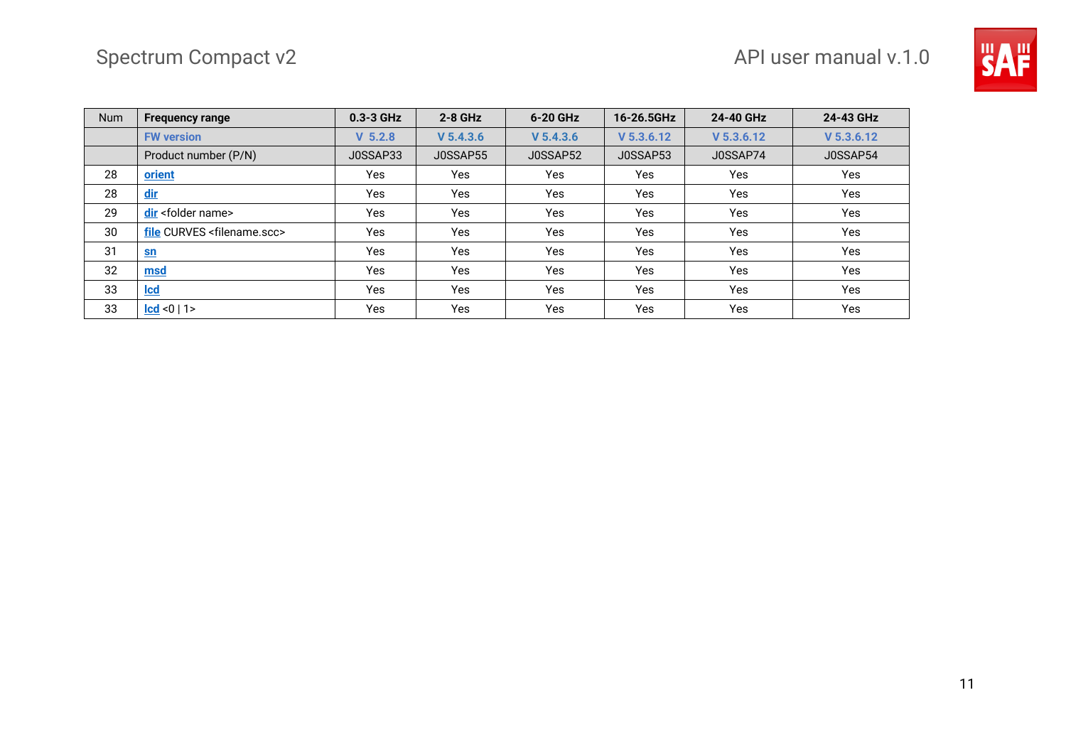| Num | Frequency range | 0.3-3 GHz | 2-8 GHz | 6-20 GHz | 16-26.5GHz | 24-40 GHz | 24-43 GHz |
|---|---|---|---|---|---|---|---|
| | FW version | V 5.2.8 | V 5.4.3.6 | V 5.4.3.6 | V 5.3.6.12 | V 5.3.6.12 | V 5.3.6.12 |
| | Product number (P/N) | J0SSAP33 | J0SSAP55 | J0SSAP52 | J0SSAP53 | J0SSAP74 | J0SSAP54 |
| 28 | **orient** | Yes | Yes | Yes | Yes | Yes | Yes |
| 28 | **dir** | Yes | Yes | Yes | Yes | Yes | Yes |
| 29 | **dir** <folder name> | Yes | Yes | Yes | Yes | Yes | Yes |
| 30 | **file** CURVES <filename.scc> | Yes | Yes | Yes | Yes | Yes | Yes |
| 31 | **sn** | Yes | Yes | Yes | Yes | Yes | Yes |
| 32 | **msd** | Yes | Yes | Yes | Yes | Yes | Yes |
| 33 | **lcd** | Yes | Yes | Yes | Yes | Yes | Yes |
| 33 | **lcd** <0 \| 1> | Yes | Yes | Yes | Yes | Yes | Yes |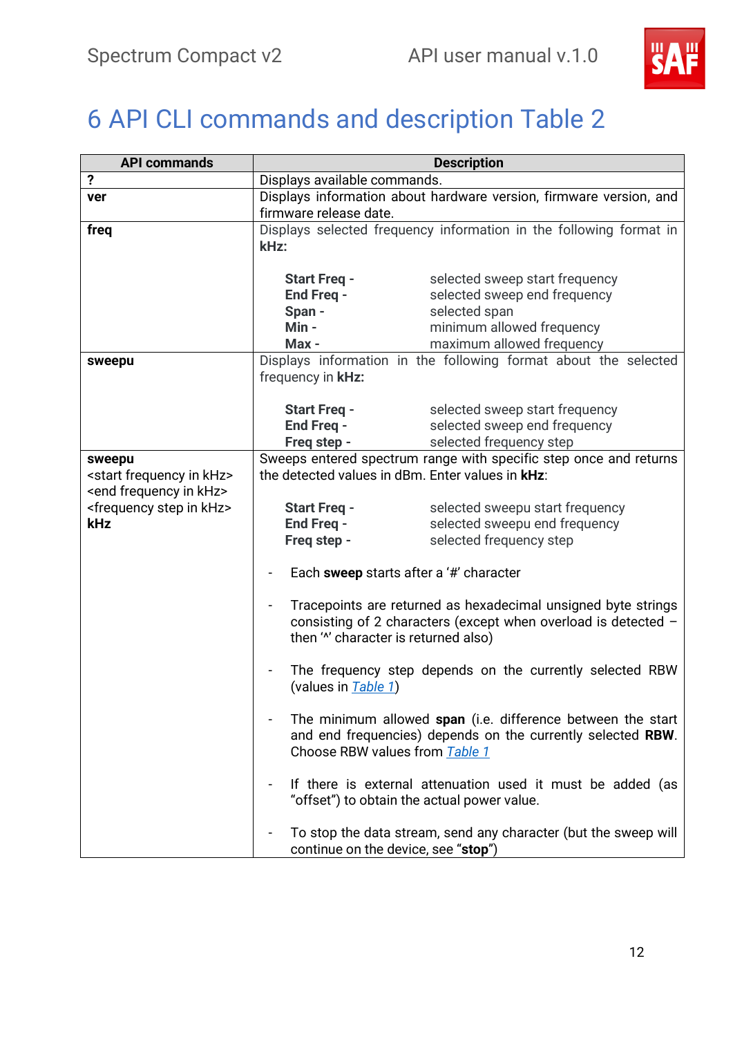# 6 API CLI commands and description Table 2

| API commands | Description |
|---|---|
| **?** | Displays available commands. |
| **ver** | Displays information about hardware version, firmware version, and firmware release date. |
| **freq** | Displays selected frequency information in the following format in **kHz:**<br><br>**Start Freq -** selected sweep start frequency<br>**End Freq -** selected sweep end frequency<br>**Span -** selected span<br>**Min -** minimum allowed frequency<br>**Max -** maximum allowed frequency |
| **sweepu** | Displays information in the following format about the selected frequency in **kHz:**<br><br>**Start Freq -** selected sweep start frequency<br>**End Freq -** selected sweep end frequency<br>**Freq step -** selected frequency step |
| **sweepu** <start frequency in kHz> <end frequency in kHz> <frequency step in kHz> **kHz** | Sweeps entered spectrum range with specific step once and returns the detected values in dBm. Enter values in **kHz**:<br><br>**Start Freq -** selected sweepu start frequency<br>**End Freq -** selected sweepu end frequency<br>**Freq step -** selected frequency step<br><br>- Each **sweep** starts after a '#' character<br><br>- Tracepoints are returned as hexadecimal unsigned byte strings consisting of 2 characters (except when overload is detected – then '^' character is returned also)<br><br>- The frequency step depends on the currently selected RBW (values in *Table 1*)<br><br>- The minimum allowed **span** (i.e. difference between the start and end frequencies) depends on the currently selected **RBW**. Choose RBW values from *Table 1*<br><br>- If there is external attenuation used it must be added (as "offset") to obtain the actual power value.<br><br>- To stop the data stream, send any character (but the sweep will continue on the device, see "**stop**") |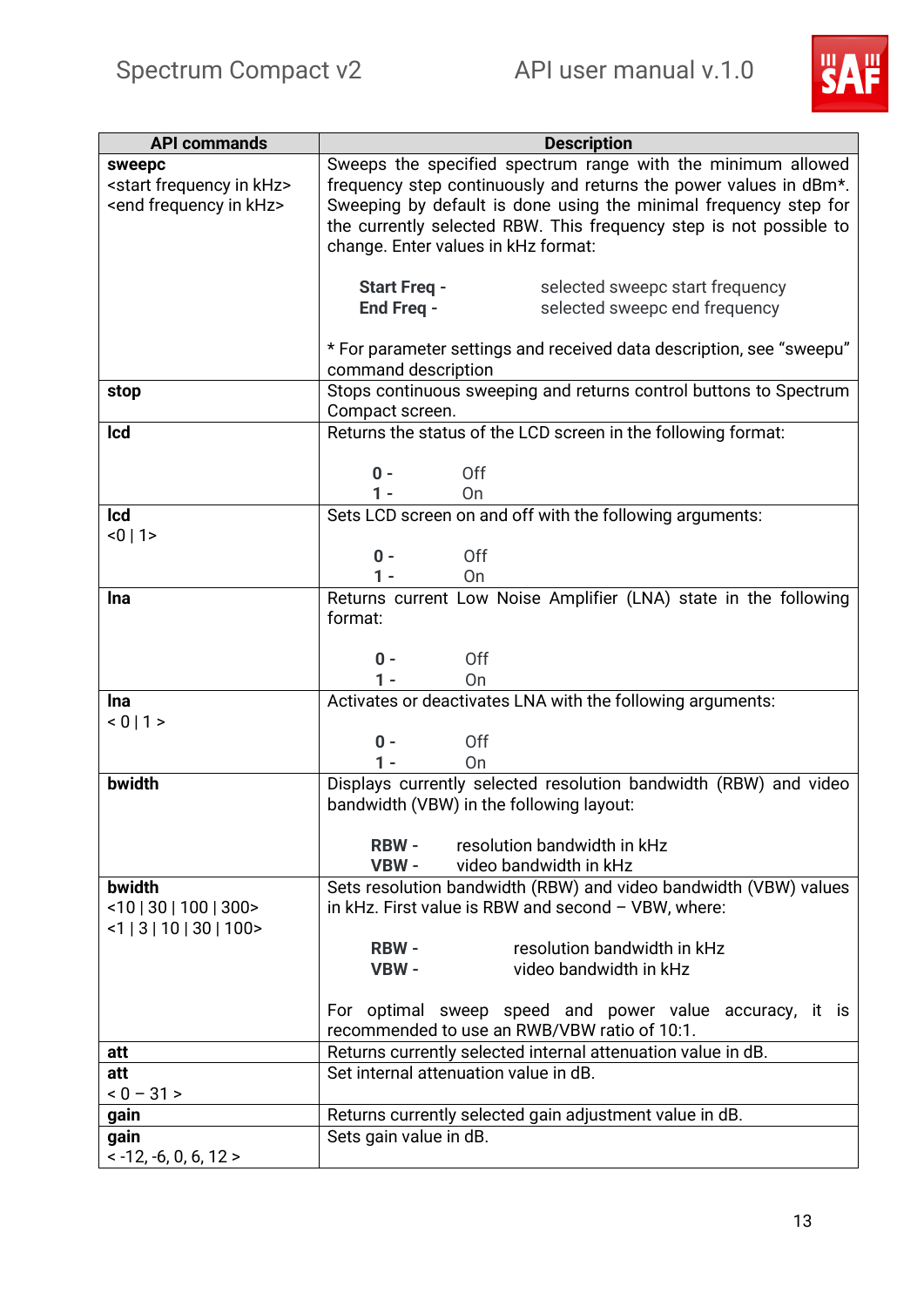| API commands | Description |
|---|---|
| **sweepc** <br><start frequency in kHz> <br><end frequency in kHz> | Sweeps the specified spectrum range with the minimum allowed frequency step continuously and returns the power values in dBm*. Sweeping by default is done using the minimal frequency step for the currently selected RBW. This frequency step is not possible to change. Enter values in kHz format: <br><br>**Start Freq -** selected sweepc start frequency <br>**End Freq -** selected sweepc end frequency <br><br>* For parameter settings and received data description, see "sweepu" command description |
| **stop** | Stops continuous sweeping and returns control buttons to Spectrum Compact screen. |
| **lcd** | Returns the status of the LCD screen in the following format: <br><br>**0 -** Off <br>**1 -** On |
| **lcd** <br><0 \| 1> | Sets LCD screen on and off with the following arguments: <br><br>**0 -** Off <br>**1 -** On |
| **lna** | Returns current Low Noise Amplifier (LNA) state in the following format: <br><br>**0 -** Off <br>**1 -** On |
| **lna** <br>< 0 \| 1 > | Activates or deactivates LNA with the following arguments: <br><br>**0 -** Off <br>**1 -** On |
| **bwidth** | Displays currently selected resolution bandwidth (RBW) and video bandwidth (VBW) in the following layout: <br><br>**RBW -** resolution bandwidth in kHz <br>**VBW -** video bandwidth in kHz |
| **bwidth** <br><10 \| 30 \| 100 \| 300> <br><1 \| 3 \| 10 \| 30 \| 100> | Sets resolution bandwidth (RBW) and video bandwidth (VBW) values in kHz. First value is RBW and second – VBW, where: <br><br>**RBW -** resolution bandwidth in kHz <br>**VBW -** video bandwidth in kHz <br><br>For optimal sweep speed and power value accuracy, it is recommended to use an RWB/VBW ratio of 10:1. |
| **att** | Returns currently selected internal attenuation value in dB. |
| **att** <br>< 0 – 31 > | Set internal attenuation value in dB. |
| **gain** | Returns currently selected gain adjustment value in dB. |
| **gain** <br>< -12, -6, 0, 6, 12 > | Sets gain value in dB. |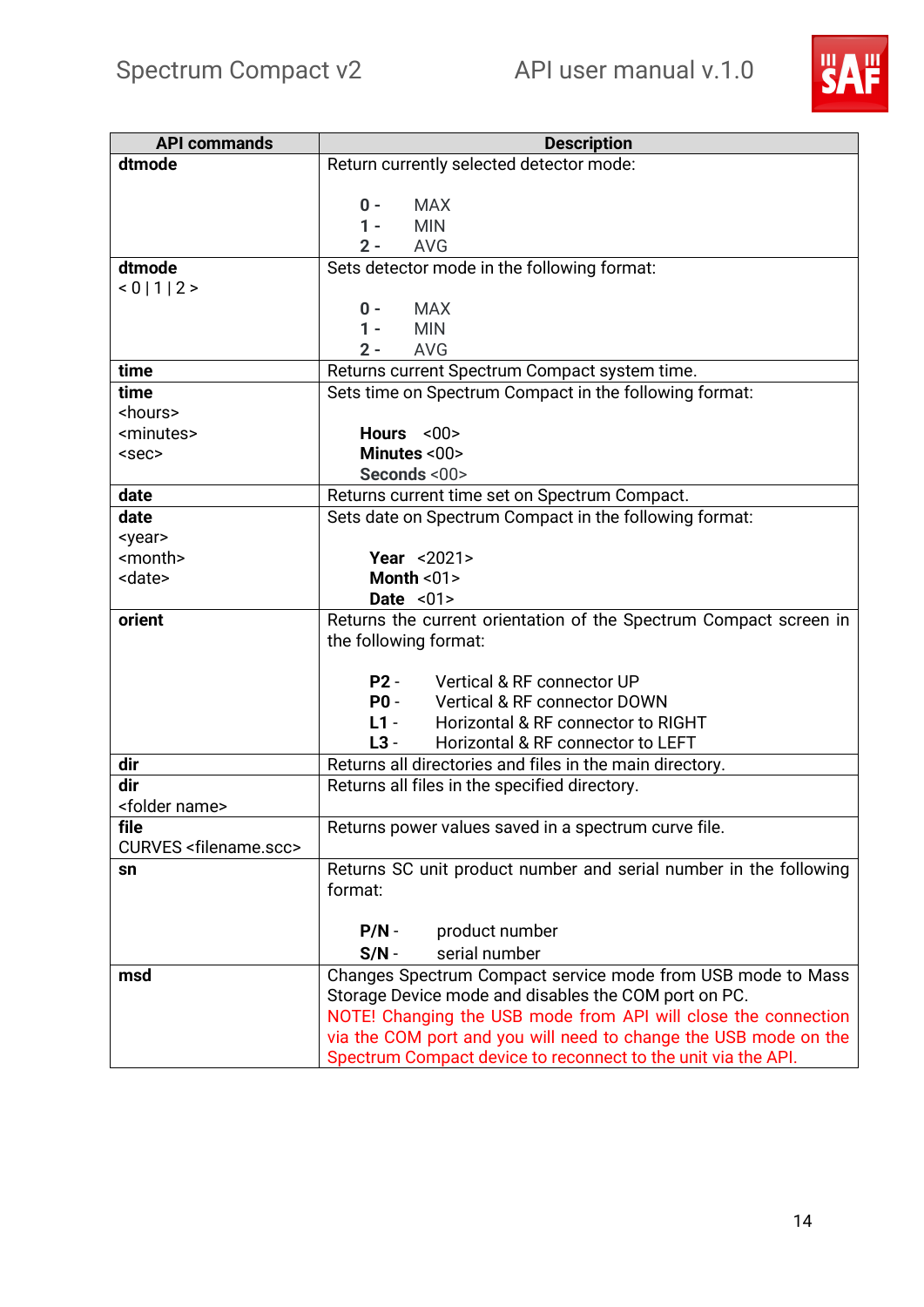| API commands | Description |
|---|---|
| **dtmode** | Return currently selected detector mode:<br><br>**0 -** MAX<br>**1 -** MIN<br>**2 -** AVG |
| **dtmode**<br>< 0 \| 1 \| 2 > | Sets detector mode in the following format:<br><br>**0 -** MAX<br>**1 -** MIN<br>**2 -** AVG |
| **time** | Returns current Spectrum Compact system time. |
| **time**<br><hours><br><minutes><br><sec> | Sets time on Spectrum Compact in the following format:<br><br>**Hours** <00><br>**Minutes** <00><br>**Seconds** <00> |
| **date** | Returns current time set on Spectrum Compact. |
| **date**<br><year><br><month><br><date> | Sets date on Spectrum Compact in the following format:<br><br>**Year** <2021><br>**Month** <01><br>**Date** <01> |
| **orient** | Returns the current orientation of the Spectrum Compact screen in the following format:<br><br>**P2** - Vertical & RF connector UP<br>**P0** - Vertical & RF connector DOWN<br>**L1** - Horizontal & RF connector to RIGHT<br>**L3** - Horizontal & RF connector to LEFT |
| **dir** | Returns all directories and files in the main directory. |
| **dir**<br><folder name> | Returns all files in the specified directory. |
| **file**<br>CURVES <filename.scc> | Returns power values saved in a spectrum curve file. |
| **sn** | Returns SC unit product number and serial number in the following format:<br><br>**P/N** - product number<br>**S/N** - serial number |
| **msd** | Changes Spectrum Compact service mode from USB mode to Mass Storage Device mode and disables the COM port on PC.<br>NOTE! Changing the USB mode from API will close the connection via the COM port and you will need to change the USB mode on the Spectrum Compact device to reconnect to the unit via the API. |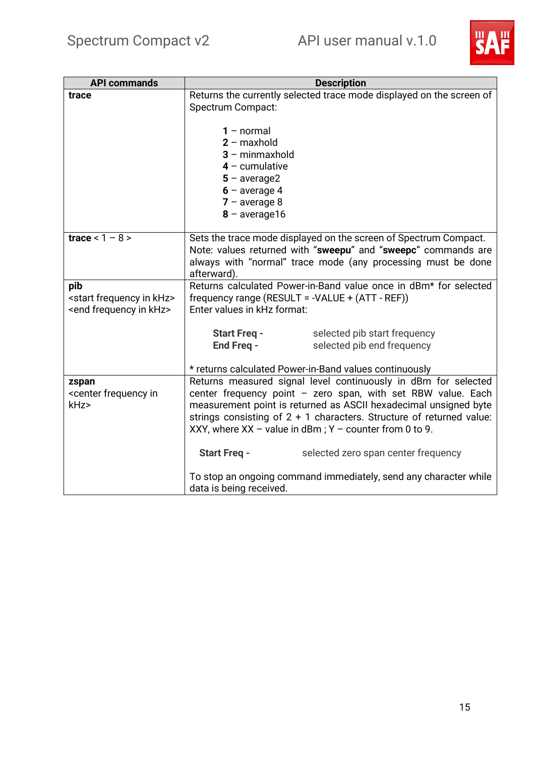| API commands | Description |
|---|---|
| **trace** | Returns the currently selected trace mode displayed on the screen of Spectrum Compact:<br><br>**1** – normal<br>**2** – maxhold<br>**3** – minmaxhold<br>**4** – cumulative<br>**5** – average2<br>**6** – average 4<br>**7** – average 8<br>**8** – average16 |
| **trace** < 1 – 8 > | Sets the trace mode displayed on the screen of Spectrum Compact. Note: values returned with "**sweepu**" and "**sweepc**" commands are always with "normal" trace mode (any processing must be done afterward). |
| **pib**<br><start frequency in kHz><br><end frequency in kHz> | Returns calculated Power-in-Band value once in dBm* for selected frequency range (RESULT = -VALUE + (ATT - REF))<br>Enter values in kHz format:<br><br>**Start Freq -** selected pib start frequency<br>**End Freq -** selected pib end frequency<br><br>* returns calculated Power-in-Band values continuously |
| **zspan**<br><center frequency in kHz> | Returns measured signal level continuously in dBm for selected center frequency point – zero span, with set RBW value. Each measurement point is returned as ASCII hexadecimal unsigned byte strings consisting of 2 + 1 characters. Structure of returned value: XXY, where XX – value in dBm ; Y – counter from 0 to 9.<br><br>**Start Freq -** selected zero span center frequency<br><br>To stop an ongoing command immediately, send any character while data is being received. |